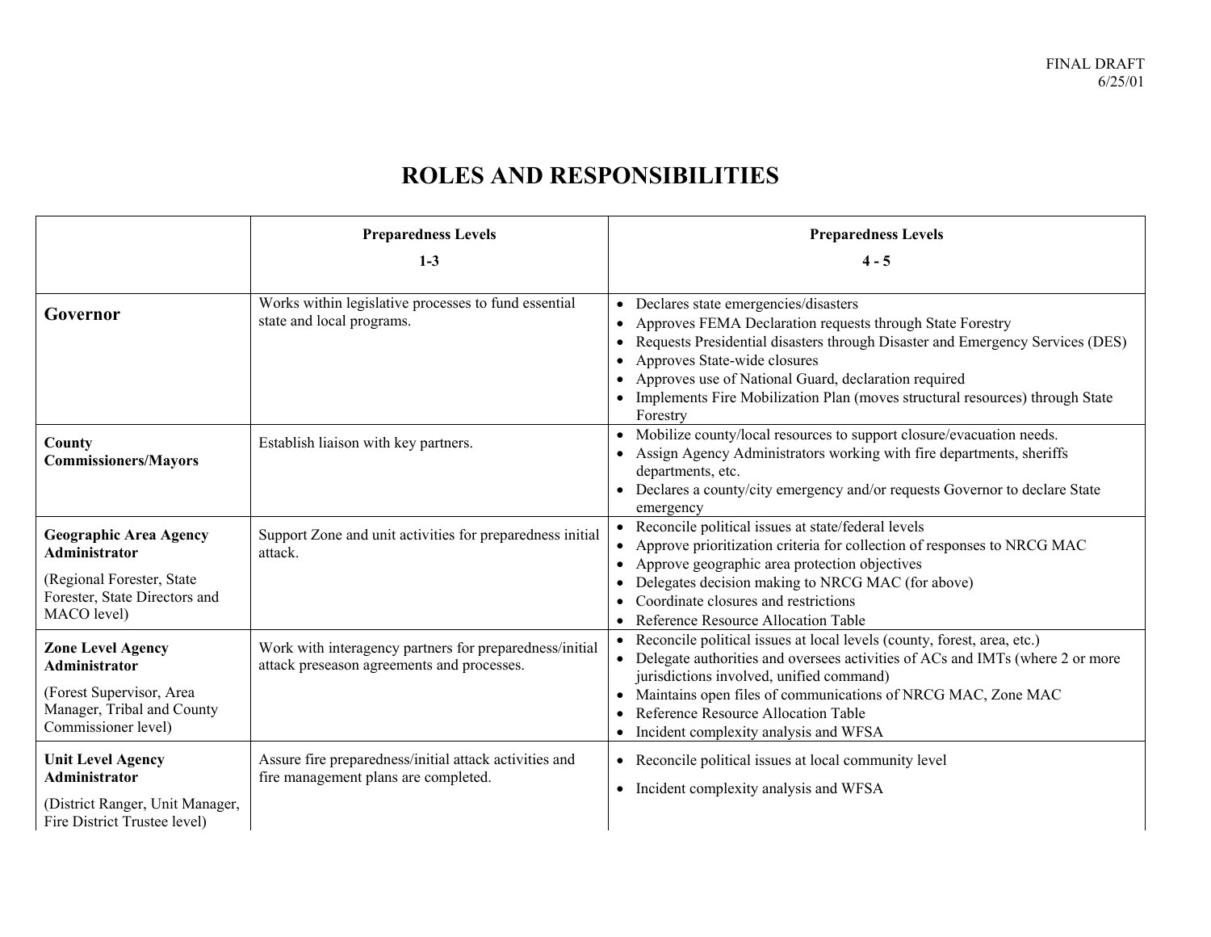# ROLES AND RESPONSIBILITIES

| | Preparedness Levels 1-3 | Preparedness Levels 4 - 5 |
|---|---|---|
| **Governor** | Works within legislative processes to fund essential state and local programs. | • Declares state emergencies/disasters<br>• Approves FEMA Declaration requests through State Forestry<br>• Requests Presidential disasters through Disaster and Emergency Services (DES)<br>• Approves State-wide closures<br>• Approves use of National Guard, declaration required<br>• Implements Fire Mobilization Plan (moves structural resources) through State Forestry |
| **County Commissioners/Mayors** | Establish liaison with key partners. | • Mobilize county/local resources to support closure/evacuation needs.<br>• Assign Agency Administrators working with fire departments, sheriffs departments, etc.<br>• Declares a county/city emergency and/or requests Governor to declare State emergency |
| **Geographic Area Agency Administrator**<br>(Regional Forester, State Forester, State Directors and MACO level) | Support Zone and unit activities for preparedness initial attack. | • Reconcile political issues at state/federal levels<br>• Approve prioritization criteria for collection of responses to NRCG MAC<br>• Approve geographic area protection objectives<br>• Delegates decision making to NRCG MAC (for above)<br>• Coordinate closures and restrictions<br>• Reference Resource Allocation Table |
| **Zone Level Agency Administrator**<br>(Forest Supervisor, Area Manager, Tribal and County Commissioner level) | Work with interagency partners for preparedness/initial attack preseason agreements and processes. | • Reconcile political issues at local levels (county, forest, area, etc.)<br>• Delegate authorities and oversees activities of ACs and IMTs (where 2 or more jurisdictions involved, unified command)<br>• Maintains open files of communications of NRCG MAC, Zone MAC<br>• Reference Resource Allocation Table<br>• Incident complexity analysis and WFSA |
| **Unit Level Agency Administrator**<br>(District Ranger, Unit Manager, Fire District Trustee level) | Assure fire preparedness/initial attack activities and fire management plans are completed. | • Reconcile political issues at local community level<br>• Incident complexity analysis and WFSA |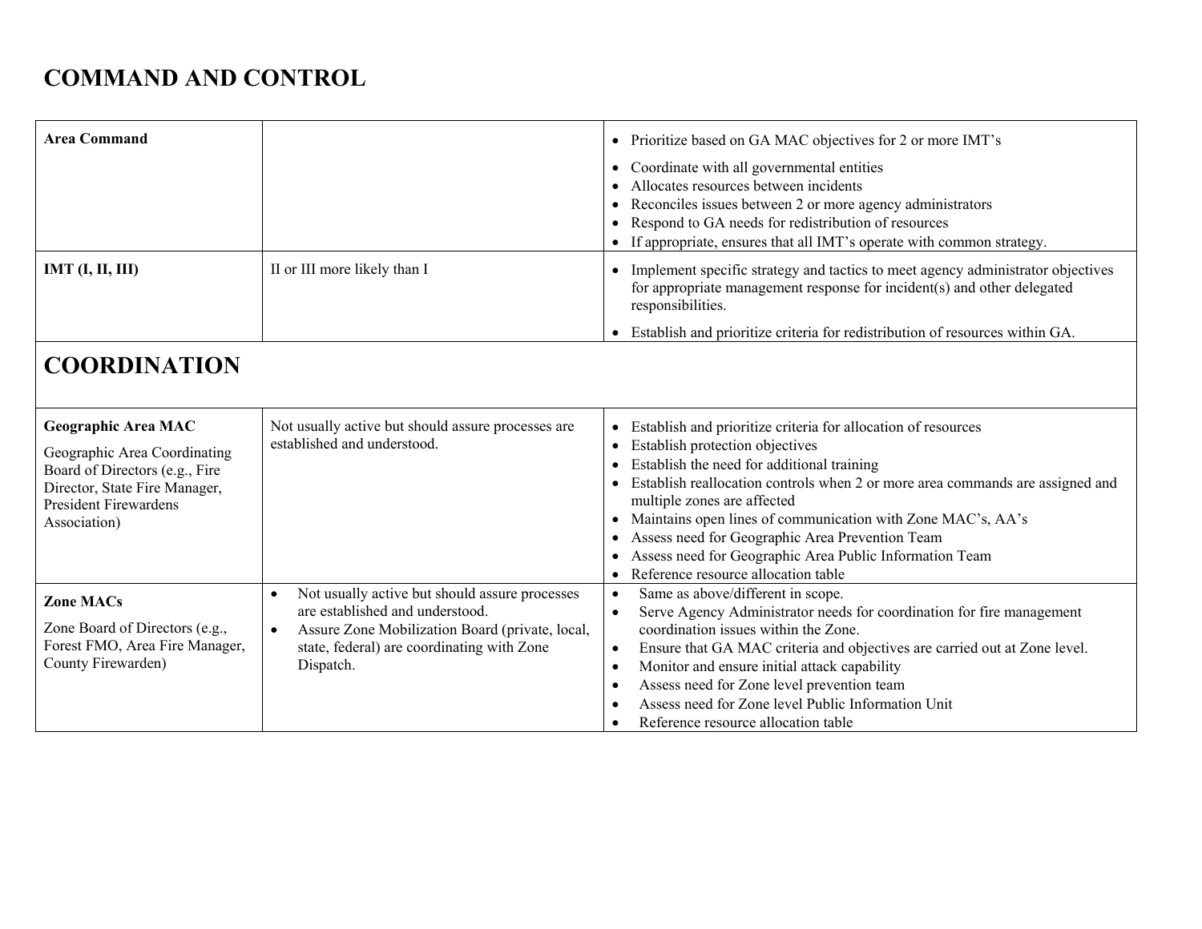# COMMAND AND CONTROL

| | | |
|---|---|---|
| **Area Command** | | • Prioritize based on GA MAC objectives for 2 or more IMT's<br>• Coordinate with all governmental entities<br>• Allocates resources between incidents<br>• Reconciles issues between 2 or more agency administrators<br>• Respond to GA needs for redistribution of resources<br>• If appropriate, ensures that all IMT's operate with common strategy. |
| **IMT (I, II, III)** | II or III more likely than I | • Implement specific strategy and tactics to meet agency administrator objectives for appropriate management response for incident(s) and other delegated responsibilities.<br>• Establish and prioritize criteria for redistribution of resources within GA. |

# COORDINATION

| | | |
|---|---|---|
| **Geographic Area MAC**<br><br>Geographic Area Coordinating Board of Directors (e.g., Fire Director, State Fire Manager, President Firewardens Association) | Not usually active but should assure processes are established and understood. | • Establish and prioritize criteria for allocation of resources<br>• Establish protection objectives<br>• Establish the need for additional training<br>• Establish reallocation controls when 2 or more area commands are assigned and multiple zones are affected<br>• Maintains open lines of communication with Zone MAC's, AA's<br>• Assess need for Geographic Area Prevention Team<br>• Assess need for Geographic Area Public Information Team<br>• Reference resource allocation table |
| **Zone MACs**<br><br>Zone Board of Directors (e.g., Forest FMO, Area Fire Manager, County Firewarden) | • Not usually active but should assure processes are established and understood.<br>• Assure Zone Mobilization Board (private, local, state, federal) are coordinating with Zone Dispatch. | • Same as above/different in scope.<br>• Serve Agency Administrator needs for coordination for fire management coordination issues within the Zone.<br>• Ensure that GA MAC criteria and objectives are carried out at Zone level.<br>• Monitor and ensure initial attack capability<br>• Assess need for Zone level prevention team<br>• Assess need for Zone level Public Information Unit<br>• Reference resource allocation table |